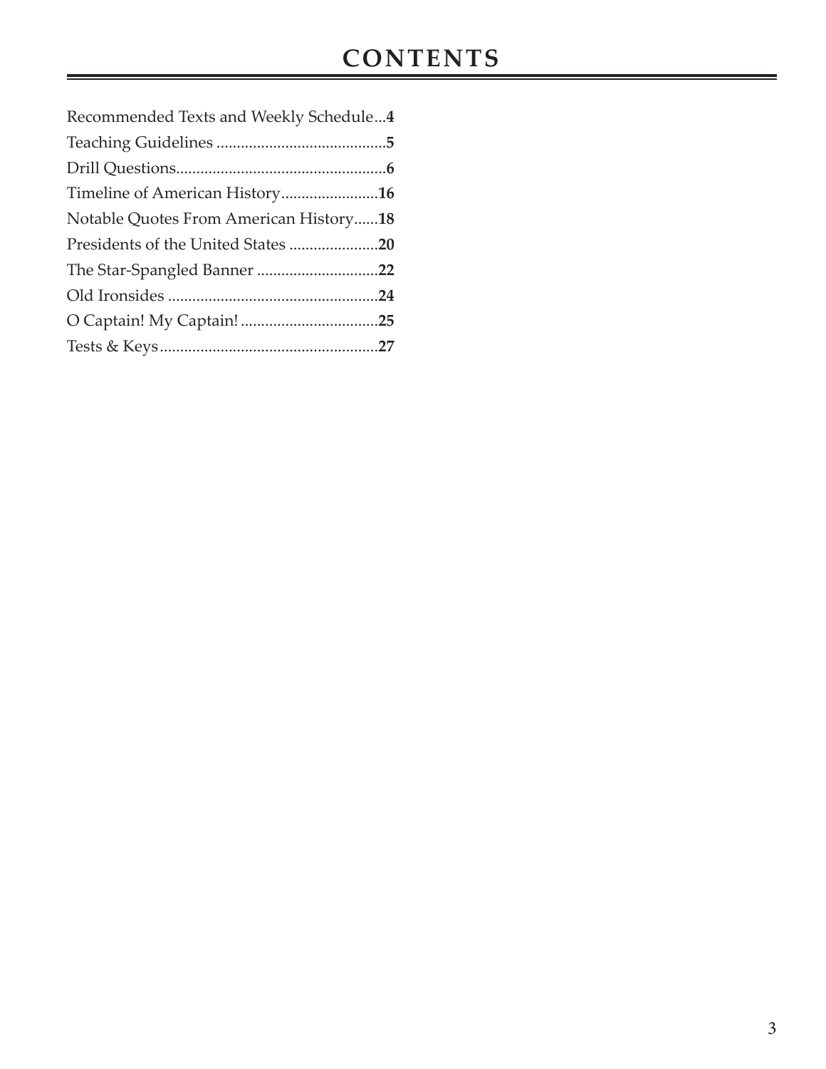# CONTENTS

Recommended Texts and Weekly Schedule...**4**
Teaching Guidelines ..........................................**5**
Drill Questions....................................................**6**
Timeline of American History........................**16**
Notable Quotes From American History......**18**
Presidents of the United States ......................**20**
The Star-Spangled Banner ..............................**22**
Old Ironsides ....................................................**24**
O Captain! My Captain! ..................................**25**
Tests & Keys......................................................**27**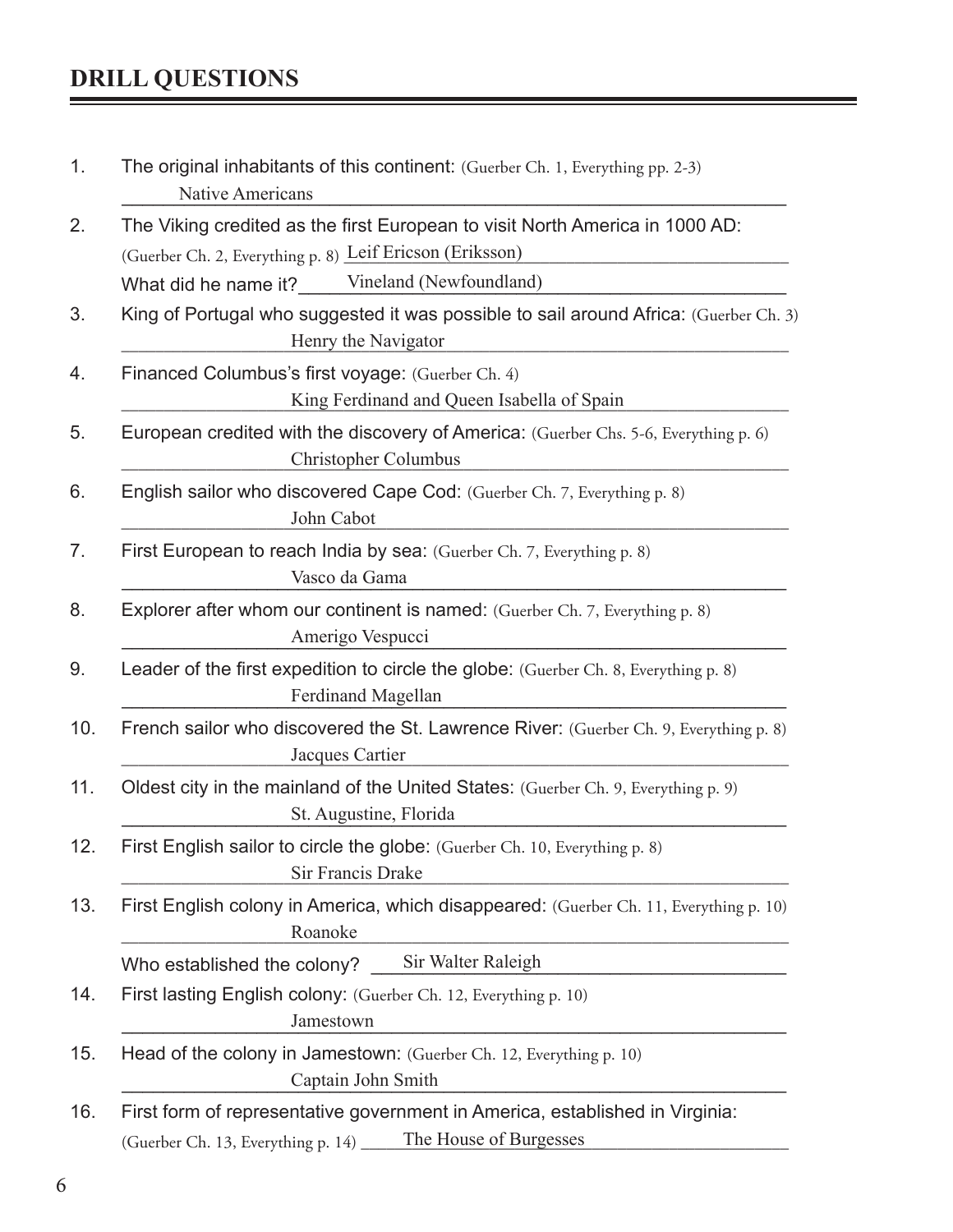## DRILL QUESTIONS

1. The original inhabitants of this continent: (Guerber Ch. 1, Everything pp. 2-3)
   Native Americans
2. The Viking credited as the first European to visit North America in 1000 AD: (Guerber Ch. 2, Everything p. 8) Leif Ericson (Eriksson)
   What did he name it? Vineland (Newfoundland)
3. King of Portugal who suggested it was possible to sail around Africa: (Guerber Ch. 3)
   Henry the Navigator
4. Financed Columbus's first voyage: (Guerber Ch. 4)
   King Ferdinand and Queen Isabella of Spain
5. European credited with the discovery of America: (Guerber Chs. 5-6, Everything p. 6)
   Christopher Columbus
6. English sailor who discovered Cape Cod: (Guerber Ch. 7, Everything p. 8)
   John Cabot
7. First European to reach India by sea: (Guerber Ch. 7, Everything p. 8)
   Vasco da Gama
8. Explorer after whom our continent is named: (Guerber Ch. 7, Everything p. 8)
   Amerigo Vespucci
9. Leader of the first expedition to circle the globe: (Guerber Ch. 8, Everything p. 8)
   Ferdinand Magellan
10. French sailor who discovered the St. Lawrence River: (Guerber Ch. 9, Everything p. 8)
    Jacques Cartier
11. Oldest city in the mainland of the United States: (Guerber Ch. 9, Everything p. 9)
    St. Augustine, Florida
12. First English sailor to circle the globe: (Guerber Ch. 10, Everything p. 8)
    Sir Francis Drake
13. First English colony in America, which disappeared: (Guerber Ch. 11, Everything p. 10)
    Roanoke
    Who established the colony? Sir Walter Raleigh
14. First lasting English colony: (Guerber Ch. 12, Everything p. 10)
    Jamestown
15. Head of the colony in Jamestown: (Guerber Ch. 12, Everything p. 10)
    Captain John Smith
16. First form of representative government in America, established in Virginia: (Guerber Ch. 13, Everything p. 14) The House of Burgesses